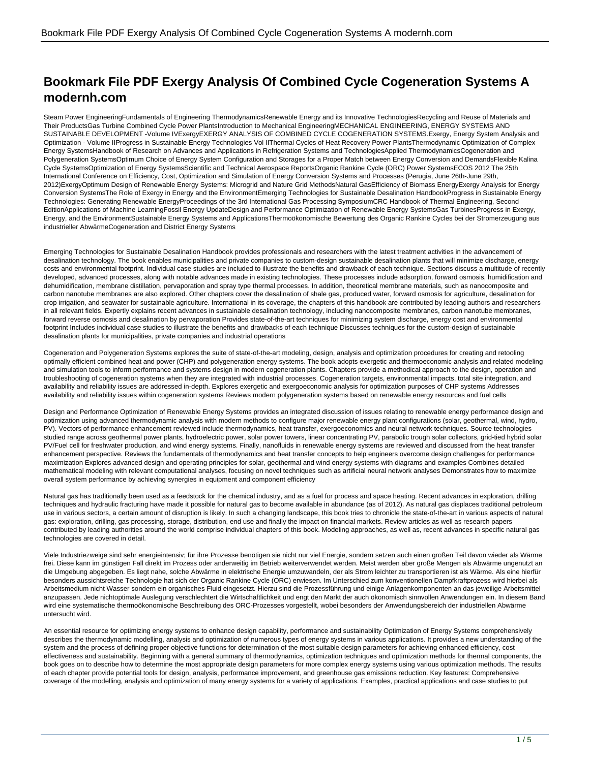# Bookmark File PDF Exergy Analysis Of Combined Cycle Cogeneration Systems A modernh.com

Steam Power EngineeringFundamentals of Engineering ThermodynamicsRenewable Energy and its Innovative TechnologiesRecycling and Reuse of Materials and Their ProductsGas Turbine Combined Cycle Power PlantsIntroduction to Mechanical EngineeringMECHANICAL ENGINEERING, ENERGY SYSTEMS AND SUSTAINABLE DEVELOPMENT -Volume IVExergyEXERGY ANALYSIS OF COMBINED CYCLE COGENERATION SYSTEMS.Exergy, Energy System Analysis and Optimization - Volume IIProgress in Sustainable Energy Technologies Vol IIThermal Cycles of Heat Recovery Power PlantsThermodynamic Optimization of Complex Energy SystemsHandbook of Research on Advances and Applications in Refrigeration Systems and TechnologiesApplied ThermodynamicsCogeneration and Polygeneration SystemsOptimum Choice of Energy System Configuration and Storages for a Proper Match between Energy Conversion and DemandsFlexible Kalina Cycle SystemsOptimization of Energy SystemsScientific and Technical Aerospace ReportsOrganic Rankine Cycle (ORC) Power SystemsECOS 2012 The 25th International Conference on Efficiency, Cost, Optimization and Simulation of Energy Conversion Systems and Processes (Perugia, June 26th-June 29th, 2012)ExergyOptimum Design of Renewable Energy Systems: Microgrid and Nature Grid MethodsNatural GasEfficiency of Biomass EnergyExergy Analysis for Energy Conversion SystemsThe Role of Exergy in Energy and the EnvironmentEmerging Technologies for Sustainable Desalination HandbookProgress in Sustainable Energy Technologies: Generating Renewable EnergyProceedings of the 3rd International Gas Processing SymposiumCRC Handbook of Thermal Engineering, Second EditionApplications of Machine LearningFossil Energy UpdateDesign and Performance Optimization of Renewable Energy SystemsGas TurbinesProgress in Exergy, Energy, and the EnvironmentSustainable Energy Systems and ApplicationsThermoökonomische Bewertung des Organic Rankine Cycles bei der Stromerzeugung aus industrieller AbwärmeCogeneration and District Energy Systems

Emerging Technologies for Sustainable Desalination Handbook provides professionals and researchers with the latest treatment activities in the advancement of desalination technology. The book enables municipalities and private companies to custom-design sustainable desalination plants that will minimize discharge, energy costs and environmental footprint. Individual case studies are included to illustrate the benefits and drawback of each technique. Sections discuss a multitude of recently developed, advanced processes, along with notable advances made in existing technologies. These processes include adsorption, forward osmosis, humidification and dehumidification, membrane distillation, pervaporation and spray type thermal processes. In addition, theoretical membrane materials, such as nanocomposite and carbon nanotube membranes are also explored. Other chapters cover the desalination of shale gas, produced water, forward osmosis for agriculture, desalination for crop irrigation, and seawater for sustainable agriculture. International in its coverage, the chapters of this handbook are contributed by leading authors and researchers in all relevant fields. Expertly explains recent advances in sustainable desalination technology, including nanocomposite membranes, carbon nanotube membranes, forward reverse osmosis and desalination by pervaporation Provides state-of-the-art techniques for minimizing system discharge, energy cost and environmental footprint Includes individual case studies to illustrate the benefits and drawbacks of each technique Discusses techniques for the custom-design of sustainable desalination plants for municipalities, private companies and industrial operations

Cogeneration and Polygeneration Systems explores the suite of state-of-the-art modeling, design, analysis and optimization procedures for creating and retooling optimally efficient combined heat and power (CHP) and polygeneration energy systems. The book adopts exergetic and thermoeconomic analysis and related modeling and simulation tools to inform performance and systems design in modern cogeneration plants. Chapters provide a methodical approach to the design, operation and troubleshooting of cogeneration systems when they are integrated with industrial processes. Cogeneration targets, environmental impacts, total site integration, and availability and reliability issues are addressed in-depth. Explores exergetic and exergoeconomic analysis for optimization purposes of CHP systems Addresses availability and reliability issues within cogeneration systems Reviews modern polygeneration systems based on renewable energy resources and fuel cells

Design and Performance Optimization of Renewable Energy Systems provides an integrated discussion of issues relating to renewable energy performance design and optimization using advanced thermodynamic analysis with modern methods to configure major renewable energy plant configurations (solar, geothermal, wind, hydro, PV). Vectors of performance enhancement reviewed include thermodynamics, heat transfer, exergoeconomics and neural network techniques. Source technologies studied range across geothermal power plants, hydroelectric power, solar power towers, linear concentrating PV, parabolic trough solar collectors, grid-tied hybrid solar PV/Fuel cell for freshwater production, and wind energy systems. Finally, nanofluids in renewable energy systems are reviewed and discussed from the heat transfer enhancement perspective. Reviews the fundamentals of thermodynamics and heat transfer concepts to help engineers overcome design challenges for performance maximization Explores advanced design and operating principles for solar, geothermal and wind energy systems with diagrams and examples Combines detailed mathematical modeling with relevant computational analyses, focusing on novel techniques such as artificial neural network analyses Demonstrates how to maximize overall system performance by achieving synergies in equipment and component efficiency

Natural gas has traditionally been used as a feedstock for the chemical industry, and as a fuel for process and space heating. Recent advances in exploration, drilling techniques and hydraulic fracturing have made it possible for natural gas to become available in abundance (as of 2012). As natural gas displaces traditional petroleum use in various sectors, a certain amount of disruption is likely. In such a changing landscape, this book tries to chronicle the state-of-the-art in various aspects of natural gas: exploration, drilling, gas processing, storage, distribution, end use and finally the impact on financial markets. Review articles as well as research papers contributed by leading authorities around the world comprise individual chapters of this book. Modeling approaches, as well as, recent advances in specific natural gas technologies are covered in detail.

Viele Industriezweige sind sehr energieintensiv; für ihre Prozesse benötigen sie nicht nur viel Energie, sondern setzen auch einen großen Teil davon wieder als Wärme frei. Diese kann im günstigen Fall direkt im Prozess oder anderweitig im Betrieb weiterverwendet werden. Meist werden aber große Mengen als Abwärme ungenutzt an die Umgebung abgegeben. Es liegt nahe, solche Abwärme in elektrische Energie umzuwandeln, der als Strom leichter zu transportieren ist als Wärme. Als eine hierfür besonders aussichtsreiche Technologie hat sich der Organic Rankine Cycle (ORC) erwiesen. Im Unterschied zum konventionellen Dampfkraftprozess wird hierbei als Arbeitsmedium nicht Wasser sondern ein organisches Fluid eingesetzt. Hierzu sind die Prozessführung und einige Anlagenkomponenten an das jeweilige Arbeitsmittel anzupassen. Jede nichtoptimale Auslegung verschlechtert die Wirtschaftlichkeit und engt den Markt der auch ökonomisch sinnvollen Anwendungen ein. In diesem Band wird eine systematische thermoökonomische Beschreibung des ORC-Prozesses vorgestellt, wobei besonders der Anwendungsbereich der industriellen Abwärme untersucht wird.

An essential resource for optimizing energy systems to enhance design capability, performance and sustainability Optimization of Energy Systems comprehensively describes the thermodynamic modelling, analysis and optimization of numerous types of energy systems in various applications. It provides a new understanding of the system and the process of defining proper objective functions for determination of the most suitable design parameters for achieving enhanced efficiency, cost effectiveness and sustainability. Beginning with a general summary of thermodynamics, optimization techniques and optimization methods for thermal components, the book goes on to describe how to determine the most appropriate design parameters for more complex energy systems using various optimization methods. The results of each chapter provide potential tools for design, analysis, performance improvement, and greenhouse gas emissions reduction. Key features: Comprehensive coverage of the modelling, analysis and optimization of many energy systems for a variety of applications. Examples, practical applications and case studies to put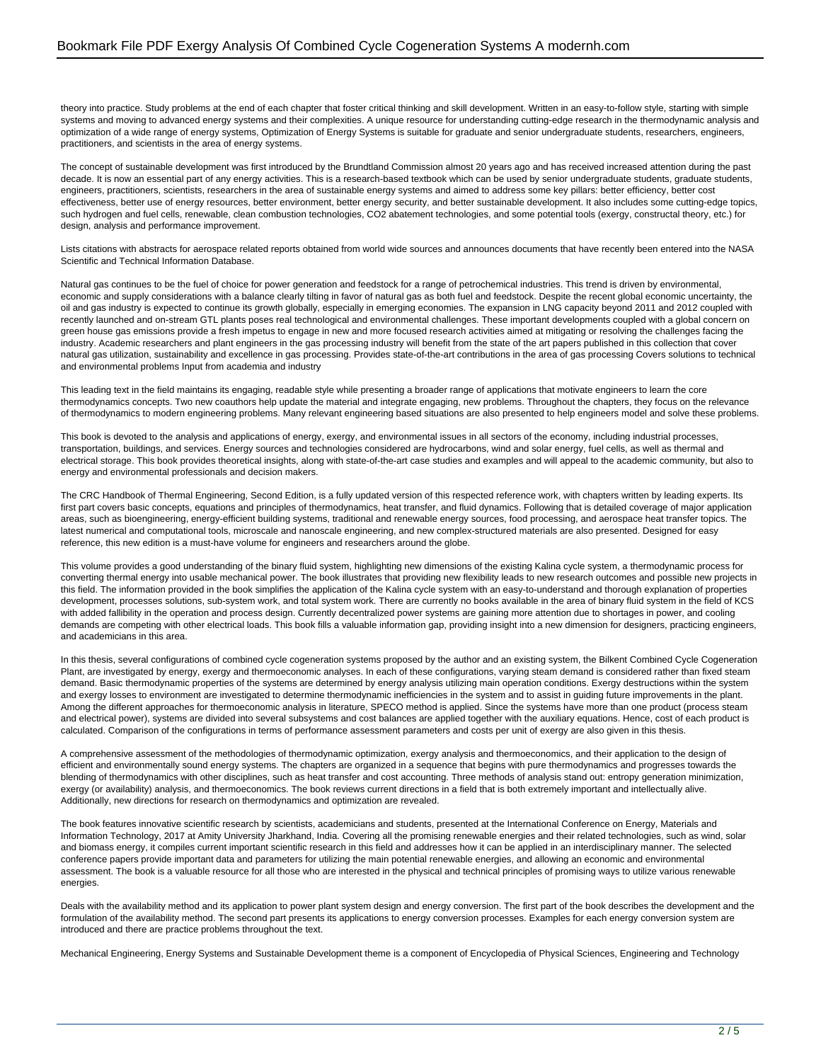theory into practice. Study problems at the end of each chapter that foster critical thinking and skill development. Written in an easy-to-follow style, starting with simple systems and moving to advanced energy systems and their complexities. A unique resource for understanding cutting-edge research in the thermodynamic analysis and optimization of a wide range of energy systems, Optimization of Energy Systems is suitable for graduate and senior undergraduate students, researchers, engineers, practitioners, and scientists in the area of energy systems.

The concept of sustainable development was first introduced by the Brundtland Commission almost 20 years ago and has received increased attention during the past decade. It is now an essential part of any energy activities. This is a research-based textbook which can be used by senior undergraduate students, graduate students, engineers, practitioners, scientists, researchers in the area of sustainable energy systems and aimed to address some key pillars: better efficiency, better cost effectiveness, better use of energy resources, better environment, better energy security, and better sustainable development. It also includes some cutting-edge topics, such hydrogen and fuel cells, renewable, clean combustion technologies, $CO_2$ abatement technologies, and some potential tools (exergy, constructal theory, etc.) for design, analysis and performance improvement.

Lists citations with abstracts for aerospace related reports obtained from world wide sources and announces documents that have recently been entered into the NASA Scientific and Technical Information Database.

Natural gas continues to be the fuel of choice for power generation and feedstock for a range of petrochemical industries. This trend is driven by environmental, economic and supply considerations with a balance clearly tilting in favor of natural gas as both fuel and feedstock. Despite the recent global economic uncertainty, the oil and gas industry is expected to continue its growth globally, especially in emerging economies. The expansion in LNG capacity beyond 2011 and 2012 coupled with recently launched and on-stream GTL plants poses real technological and environmental challenges. These important developments coupled with a global concern on green house gas emissions provide a fresh impetus to engage in new and more focused research activities aimed at mitigating or resolving the challenges facing the industry. Academic researchers and plant engineers in the gas processing industry will benefit from the state of the art papers published in this collection that cover natural gas utilization, sustainability and excellence in gas processing. Provides state-of-the-art contributions in the area of gas processing Covers solutions to technical and environmental problems Input from academia and industry

This leading text in the field maintains its engaging, readable style while presenting a broader range of applications that motivate engineers to learn the core thermodynamics concepts. Two new coauthors help update the material and integrate engaging, new problems. Throughout the chapters, they focus on the relevance of thermodynamics to modern engineering problems. Many relevant engineering based situations are also presented to help engineers model and solve these problems.

This book is devoted to the analysis and applications of energy, exergy, and environmental issues in all sectors of the economy, including industrial processes, transportation, buildings, and services. Energy sources and technologies considered are hydrocarbons, wind and solar energy, fuel cells, as well as thermal and electrical storage. This book provides theoretical insights, along with state-of-the-art case studies and examples and will appeal to the academic community, but also to energy and environmental professionals and decision makers.

The CRC Handbook of Thermal Engineering, Second Edition, is a fully updated version of this respected reference work, with chapters written by leading experts. Its first part covers basic concepts, equations and principles of thermodynamics, heat transfer, and fluid dynamics. Following that is detailed coverage of major application areas, such as bioengineering, energy-efficient building systems, traditional and renewable energy sources, food processing, and aerospace heat transfer topics. The latest numerical and computational tools, microscale and nanoscale engineering, and new complex-structured materials are also presented. Designed for easy reference, this new edition is a must-have volume for engineers and researchers around the globe.

This volume provides a good understanding of the binary fluid system, highlighting new dimensions of the existing Kalina cycle system, a thermodynamic process for converting thermal energy into usable mechanical power. The book illustrates that providing new flexibility leads to new research outcomes and possible new projects in this field. The information provided in the book simplifies the application of the Kalina cycle system with an easy-to-understand and thorough explanation of properties development, processes solutions, sub-system work, and total system work. There are currently no books available in the area of binary fluid system in the field of KCS with added fallibility in the operation and process design. Currently decentralized power systems are gaining more attention due to shortages in power, and cooling demands are competing with other electrical loads. This book fills a valuable information gap, providing insight into a new dimension for designers, practicing engineers, and academicians in this area.

In this thesis, several configurations of combined cycle cogeneration systems proposed by the author and an existing system, the Bilkent Combined Cycle Cogeneration Plant, are investigated by energy, exergy and thermoeconomic analyses. In each of these configurations, varying steam demand is considered rather than fixed steam demand. Basic thermodynamic properties of the systems are determined by energy analysis utilizing main operation conditions. Exergy destructions within the system and exergy losses to environment are investigated to determine thermodynamic inefficiencies in the system and to assist in guiding future improvements in the plant. Among the different approaches for thermoeconomic analysis in literature, SPECO method is applied. Since the systems have more than one product (process steam and electrical power), systems are divided into several subsystems and cost balances are applied together with the auxiliary equations. Hence, cost of each product is calculated. Comparison of the configurations in terms of performance assessment parameters and costs per unit of exergy are also given in this thesis.

A comprehensive assessment of the methodologies of thermodynamic optimization, exergy analysis and thermoeconomics, and their application to the design of efficient and environmentally sound energy systems. The chapters are organized in a sequence that begins with pure thermodynamics and progresses towards the blending of thermodynamics with other disciplines, such as heat transfer and cost accounting. Three methods of analysis stand out: entropy generation minimization, exergy (or availability) analysis, and thermoeconomics. The book reviews current directions in a field that is both extremely important and intellectually alive. Additionally, new directions for research on thermodynamics and optimization are revealed.

The book features innovative scientific research by scientists, academicians and students, presented at the International Conference on Energy, Materials and Information Technology, 2017 at Amity University Jharkhand, India. Covering all the promising renewable energies and their related technologies, such as wind, solar and biomass energy, it compiles current important scientific research in this field and addresses how it can be applied in an interdisciplinary manner. The selected conference papers provide important data and parameters for utilizing the main potential renewable energies, and allowing an economic and environmental assessment. The book is a valuable resource for all those who are interested in the physical and technical principles of promising ways to utilize various renewable energies.

Deals with the availability method and its application to power plant system design and energy conversion. The first part of the book describes the development and the formulation of the availability method. The second part presents its applications to energy conversion processes. Examples for each energy conversion system are introduced and there are practice problems throughout the text.

Mechanical Engineering, Energy Systems and Sustainable Development theme is a component of Encyclopedia of Physical Sciences, Engineering and Technology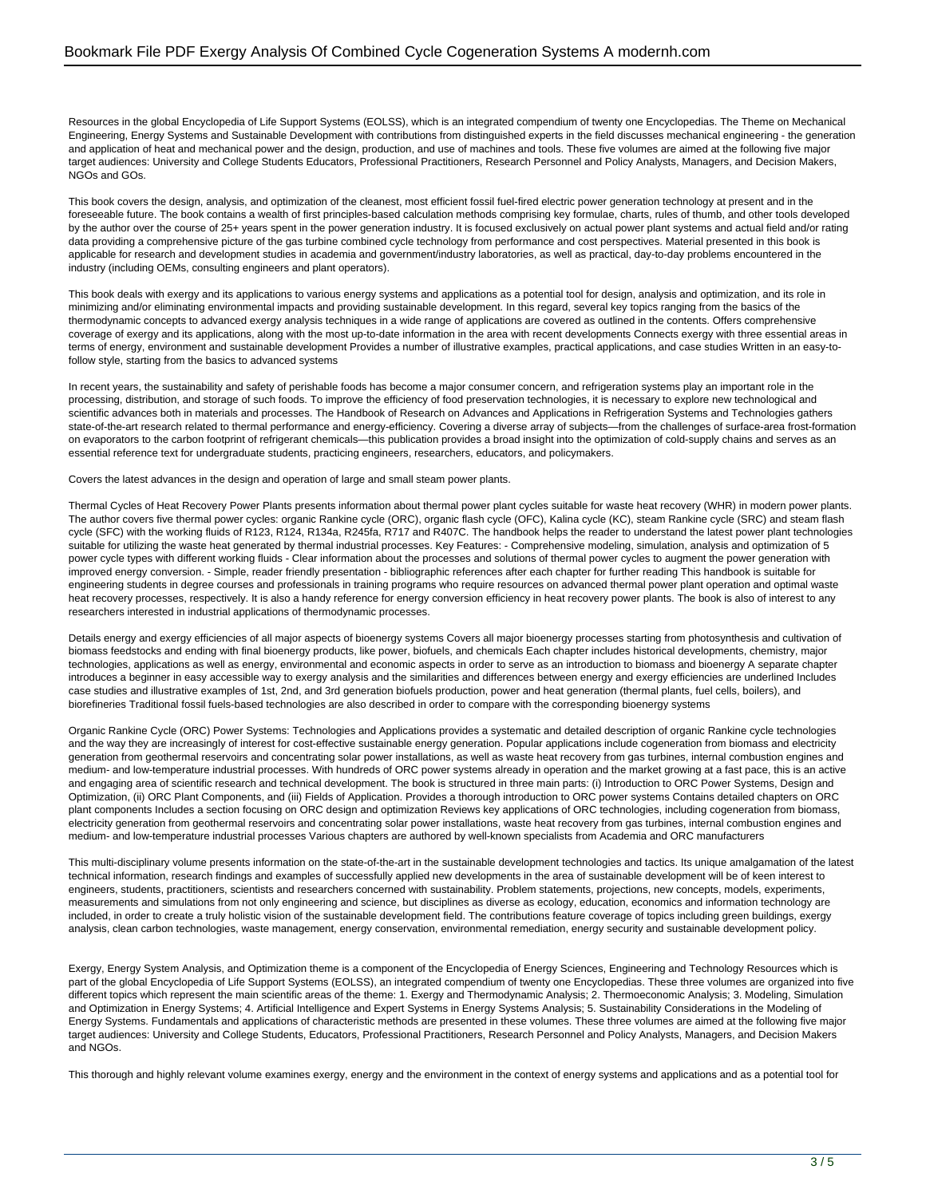Resources in the global Encyclopedia of Life Support Systems (EOLSS), which is an integrated compendium of twenty one Encyclopedias. The Theme on Mechanical Engineering, Energy Systems and Sustainable Development with contributions from distinguished experts in the field discusses mechanical engineering - the generation and application of heat and mechanical power and the design, production, and use of machines and tools. These five volumes are aimed at the following five major target audiences: University and College Students Educators, Professional Practitioners, Research Personnel and Policy Analysts, Managers, and Decision Makers, NGOs and GOs.

This book covers the design, analysis, and optimization of the cleanest, most efficient fossil fuel-fired electric power generation technology at present and in the foreseeable future. The book contains a wealth of first principles-based calculation methods comprising key formulae, charts, rules of thumb, and other tools developed by the author over the course of 25+ years spent in the power generation industry. It is focused exclusively on actual power plant systems and actual field and/or rating data providing a comprehensive picture of the gas turbine combined cycle technology from performance and cost perspectives. Material presented in this book is applicable for research and development studies in academia and government/industry laboratories, as well as practical, day-to-day problems encountered in the industry (including OEMs, consulting engineers and plant operators).

This book deals with exergy and its applications to various energy systems and applications as a potential tool for design, analysis and optimization, and its role in minimizing and/or eliminating environmental impacts and providing sustainable development. In this regard, several key topics ranging from the basics of the thermodynamic concepts to advanced exergy analysis techniques in a wide range of applications are covered as outlined in the contents. Offers comprehensive coverage of exergy and its applications, along with the most up-to-date information in the area with recent developments Connects exergy with three essential areas in terms of energy, environment and sustainable development Provides a number of illustrative examples, practical applications, and case studies Written in an easy-to-follow style, starting from the basics to advanced systems

In recent years, the sustainability and safety of perishable foods has become a major consumer concern, and refrigeration systems play an important role in the processing, distribution, and storage of such foods. To improve the efficiency of food preservation technologies, it is necessary to explore new technological and scientific advances both in materials and processes. The Handbook of Research on Advances and Applications in Refrigeration Systems and Technologies gathers state-of-the-art research related to thermal performance and energy-efficiency. Covering a diverse array of subjects—from the challenges of surface-area frost-formation on evaporators to the carbon footprint of refrigerant chemicals—this publication provides a broad insight into the optimization of cold-supply chains and serves as an essential reference text for undergraduate students, practicing engineers, researchers, educators, and policymakers.

Covers the latest advances in the design and operation of large and small steam power plants.

Thermal Cycles of Heat Recovery Power Plants presents information about thermal power plant cycles suitable for waste heat recovery (WHR) in modern power plants. The author covers five thermal power cycles: organic Rankine cycle (ORC), organic flash cycle (OFC), Kalina cycle (KC), steam Rankine cycle (SRC) and steam flash cycle (SFC) with the working fluids of R123, R124, R134a, R245fa, R717 and R407C. The handbook helps the reader to understand the latest power plant technologies suitable for utilizing the waste heat generated by thermal industrial processes. Key Features: - Comprehensive modeling, simulation, analysis and optimization of 5 power cycle types with different working fluids - Clear information about the processes and solutions of thermal power cycles to augment the power generation with improved energy conversion. - Simple, reader friendly presentation - bibliographic references after each chapter for further reading This handbook is suitable for engineering students in degree courses and professionals in training programs who require resources on advanced thermal power plant operation and optimal waste heat recovery processes, respectively. It is also a handy reference for energy conversion efficiency in heat recovery power plants. The book is also of interest to any researchers interested in industrial applications of thermodynamic processes.

Details energy and exergy efficiencies of all major aspects of bioenergy systems Covers all major bioenergy processes starting from photosynthesis and cultivation of biomass feedstocks and ending with final bioenergy products, like power, biofuels, and chemicals Each chapter includes historical developments, chemistry, major technologies, applications as well as energy, environmental and economic aspects in order to serve as an introduction to biomass and bioenergy A separate chapter introduces a beginner in easy accessible way to exergy analysis and the similarities and differences between energy and exergy efficiencies are underlined Includes case studies and illustrative examples of 1st, 2nd, and 3rd generation biofuels production, power and heat generation (thermal plants, fuel cells, boilers), and biorefineries Traditional fossil fuels-based technologies are also described in order to compare with the corresponding bioenergy systems

Organic Rankine Cycle (ORC) Power Systems: Technologies and Applications provides a systematic and detailed description of organic Rankine cycle technologies and the way they are increasingly of interest for cost-effective sustainable energy generation. Popular applications include cogeneration from biomass and electricity generation from geothermal reservoirs and concentrating solar power installations, as well as waste heat recovery from gas turbines, internal combustion engines and medium- and low-temperature industrial processes. With hundreds of ORC power systems already in operation and the market growing at a fast pace, this is an active and engaging area of scientific research and technical development. The book is structured in three main parts: (i) Introduction to ORC Power Systems, Design and Optimization, (ii) ORC Plant Components, and (iii) Fields of Application. Provides a thorough introduction to ORC power systems Contains detailed chapters on ORC plant components Includes a section focusing on ORC design and optimization Reviews key applications of ORC technologies, including cogeneration from biomass, electricity generation from geothermal reservoirs and concentrating solar power installations, waste heat recovery from gas turbines, internal combustion engines and medium- and low-temperature industrial processes Various chapters are authored by well-known specialists from Academia and ORC manufacturers

This multi-disciplinary volume presents information on the state-of-the-art in the sustainable development technologies and tactics. Its unique amalgamation of the latest technical information, research findings and examples of successfully applied new developments in the area of sustainable development will be of keen interest to engineers, students, practitioners, scientists and researchers concerned with sustainability. Problem statements, projections, new concepts, models, experiments, measurements and simulations from not only engineering and science, but disciplines as diverse as ecology, education, economics and information technology are included, in order to create a truly holistic vision of the sustainable development field. The contributions feature coverage of topics including green buildings, exergy analysis, clean carbon technologies, waste management, energy conservation, environmental remediation, energy security and sustainable development policy.

Exergy, Energy System Analysis, and Optimization theme is a component of the Encyclopedia of Energy Sciences, Engineering and Technology Resources which is part of the global Encyclopedia of Life Support Systems (EOLSS), an integrated compendium of twenty one Encyclopedias. These three volumes are organized into five different topics which represent the main scientific areas of the theme: 1. Exergy and Thermodynamic Analysis; 2. Thermoeconomic Analysis; 3. Modeling, Simulation and Optimization in Energy Systems; 4. Artificial Intelligence and Expert Systems in Energy Systems Analysis; 5. Sustainability Considerations in the Modeling of Energy Systems. Fundamentals and applications of characteristic methods are presented in these volumes. These three volumes are aimed at the following five major target audiences: University and College Students, Educators, Professional Practitioners, Research Personnel and Policy Analysts, Managers, and Decision Makers and NGOs.

This thorough and highly relevant volume examines exergy, energy and the environment in the context of energy systems and applications and as a potential tool for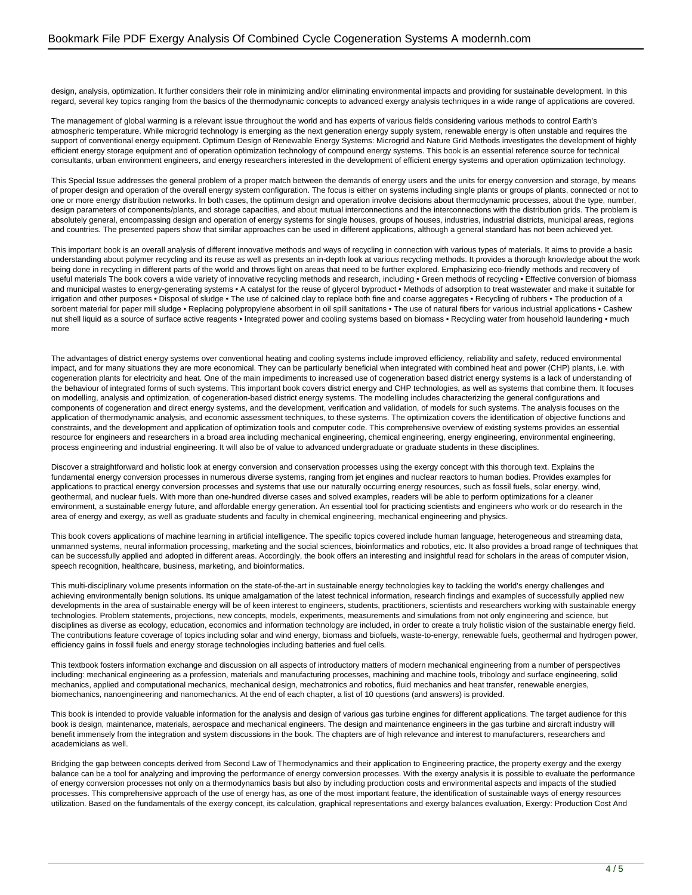design, analysis, optimization. It further considers their role in minimizing and/or eliminating environmental impacts and providing for sustainable development. In this regard, several key topics ranging from the basics of the thermodynamic concepts to advanced exergy analysis techniques in a wide range of applications are covered.

The management of global warming is a relevant issue throughout the world and has experts of various fields considering various methods to control Earth's atmospheric temperature. While microgrid technology is emerging as the next generation energy supply system, renewable energy is often unstable and requires the support of conventional energy equipment. Optimum Design of Renewable Energy Systems: Microgrid and Nature Grid Methods investigates the development of highly efficient energy storage equipment and of operation optimization technology of compound energy systems. This book is an essential reference source for technical consultants, urban environment engineers, and energy researchers interested in the development of efficient energy systems and operation optimization technology.

This Special Issue addresses the general problem of a proper match between the demands of energy users and the units for energy conversion and storage, by means of proper design and operation of the overall energy system configuration. The focus is either on systems including single plants or groups of plants, connected or not to one or more energy distribution networks. In both cases, the optimum design and operation involve decisions about thermodynamic processes, about the type, number, design parameters of components/plants, and storage capacities, and about mutual interconnections and the interconnections with the distribution grids. The problem is absolutely general, encompassing design and operation of energy systems for single houses, groups of houses, industries, industrial districts, municipal areas, regions and countries. The presented papers show that similar approaches can be used in different applications, although a general standard has not been achieved yet.

This important book is an overall analysis of different innovative methods and ways of recycling in connection with various types of materials. It aims to provide a basic understanding about polymer recycling and its reuse as well as presents an in-depth look at various recycling methods. It provides a thorough knowledge about the work being done in recycling in different parts of the world and throws light on areas that need to be further explored. Emphasizing eco-friendly methods and recovery of useful materials The book covers a wide variety of innovative recycling methods and research, including • Green methods of recycling • Effective conversion of biomass and municipal wastes to energy-generating systems • A catalyst for the reuse of glycerol byproduct • Methods of adsorption to treat wastewater and make it suitable for irrigation and other purposes • Disposal of sludge • The use of calcined clay to replace both fine and coarse aggregates • Recycling of rubbers • The production of a sorbent material for paper mill sludge • Replacing polypropylene absorbent in oil spill sanitations • The use of natural fibers for various industrial applications • Cashew nut shell liquid as a source of surface active reagents • Integrated power and cooling systems based on biomass • Recycling water from household laundering • much more

The advantages of district energy systems over conventional heating and cooling systems include improved efficiency, reliability and safety, reduced environmental impact, and for many situations they are more economical. They can be particularly beneficial when integrated with combined heat and power (CHP) plants, i.e. with cogeneration plants for electricity and heat. One of the main impediments to increased use of cogeneration based district energy systems is a lack of understanding of the behaviour of integrated forms of such systems. This important book covers district energy and CHP technologies, as well as systems that combine them. It focuses on modelling, analysis and optimization, of cogeneration-based district energy systems. The modelling includes characterizing the general configurations and components of cogeneration and direct energy systems, and the development, verification and validation, of models for such systems. The analysis focuses on the application of thermodynamic analysis, and economic assessment techniques, to these systems. The optimization covers the identification of objective functions and constraints, and the development and application of optimization tools and computer code. This comprehensive overview of existing systems provides an essential resource for engineers and researchers in a broad area including mechanical engineering, chemical engineering, energy engineering, environmental engineering, process engineering and industrial engineering. It will also be of value to advanced undergraduate or graduate students in these disciplines.

Discover a straightforward and holistic look at energy conversion and conservation processes using the exergy concept with this thorough text. Explains the fundamental energy conversion processes in numerous diverse systems, ranging from jet engines and nuclear reactors to human bodies. Provides examples for applications to practical energy conversion processes and systems that use our naturally occurring energy resources, such as fossil fuels, solar energy, wind, geothermal, and nuclear fuels. With more than one-hundred diverse cases and solved examples, readers will be able to perform optimizations for a cleaner environment, a sustainable energy future, and affordable energy generation. An essential tool for practicing scientists and engineers who work or do research in the area of energy and exergy, as well as graduate students and faculty in chemical engineering, mechanical engineering and physics.

This book covers applications of machine learning in artificial intelligence. The specific topics covered include human language, heterogeneous and streaming data, unmanned systems, neural information processing, marketing and the social sciences, bioinformatics and robotics, etc. It also provides a broad range of techniques that can be successfully applied and adopted in different areas. Accordingly, the book offers an interesting and insightful read for scholars in the areas of computer vision, speech recognition, healthcare, business, marketing, and bioinformatics.

This multi-disciplinary volume presents information on the state-of-the-art in sustainable energy technologies key to tackling the world's energy challenges and achieving environmentally benign solutions. Its unique amalgamation of the latest technical information, research findings and examples of successfully applied new developments in the area of sustainable energy will be of keen interest to engineers, students, practitioners, scientists and researchers working with sustainable energy technologies. Problem statements, projections, new concepts, models, experiments, measurements and simulations from not only engineering and science, but disciplines as diverse as ecology, education, economics and information technology are included, in order to create a truly holistic vision of the sustainable energy field. The contributions feature coverage of topics including solar and wind energy, biomass and biofuels, waste-to-energy, renewable fuels, geothermal and hydrogen power, efficiency gains in fossil fuels and energy storage technologies including batteries and fuel cells.

This textbook fosters information exchange and discussion on all aspects of introductory matters of modern mechanical engineering from a number of perspectives including: mechanical engineering as a profession, materials and manufacturing processes, machining and machine tools, tribology and surface engineering, solid mechanics, applied and computational mechanics, mechanical design, mechatronics and robotics, fluid mechanics and heat transfer, renewable energies, biomechanics, nanoengineering and nanomechanics. At the end of each chapter, a list of 10 questions (and answers) is provided.

This book is intended to provide valuable information for the analysis and design of various gas turbine engines for different applications. The target audience for this book is design, maintenance, materials, aerospace and mechanical engineers. The design and maintenance engineers in the gas turbine and aircraft industry will benefit immensely from the integration and system discussions in the book. The chapters are of high relevance and interest to manufacturers, researchers and academicians as well.

Bridging the gap between concepts derived from Second Law of Thermodynamics and their application to Engineering practice, the property exergy and the exergy balance can be a tool for analyzing and improving the performance of energy conversion processes. With the exergy analysis it is possible to evaluate the performance of energy conversion processes not only on a thermodynamics basis but also by including production costs and environmental aspects and impacts of the studied processes. This comprehensive approach of the use of energy has, as one of the most important feature, the identification of sustainable ways of energy resources utilization. Based on the fundamentals of the exergy concept, its calculation, graphical representations and exergy balances evaluation, Exergy: Production Cost And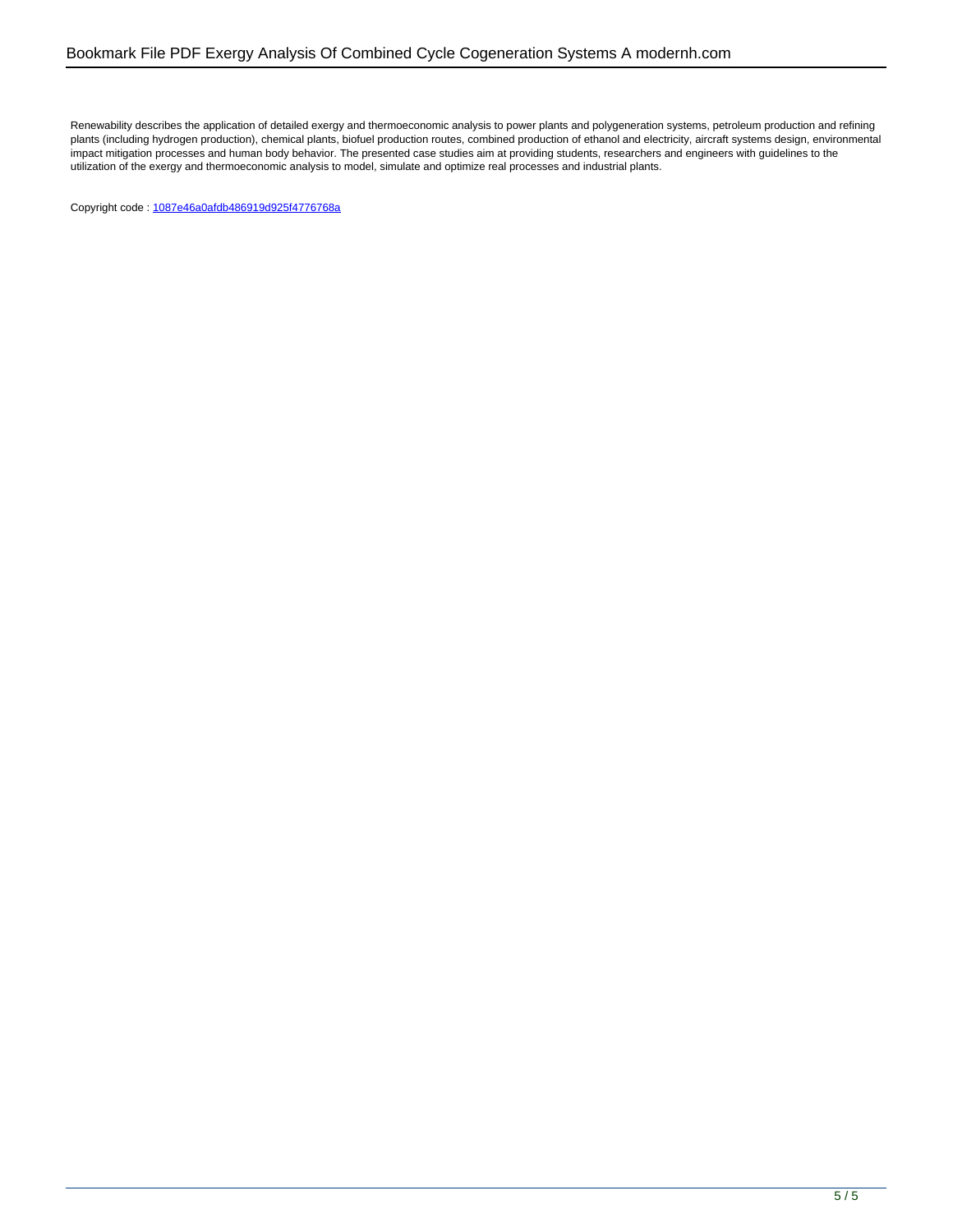Renewability describes the application of detailed exergy and thermoeconomic analysis to power plants and polygeneration systems, petroleum production and refining plants (including hydrogen production), chemical plants, biofuel production routes, combined production of ethanol and electricity, aircraft systems design, environmental impact mitigation processes and human body behavior. The presented case studies aim at providing students, researchers and engineers with guidelines to the utilization of the exergy and thermoeconomic analysis to model, simulate and optimize real processes and industrial plants.

Copyright code : 1087e46a0afdb486919d925f4776768a